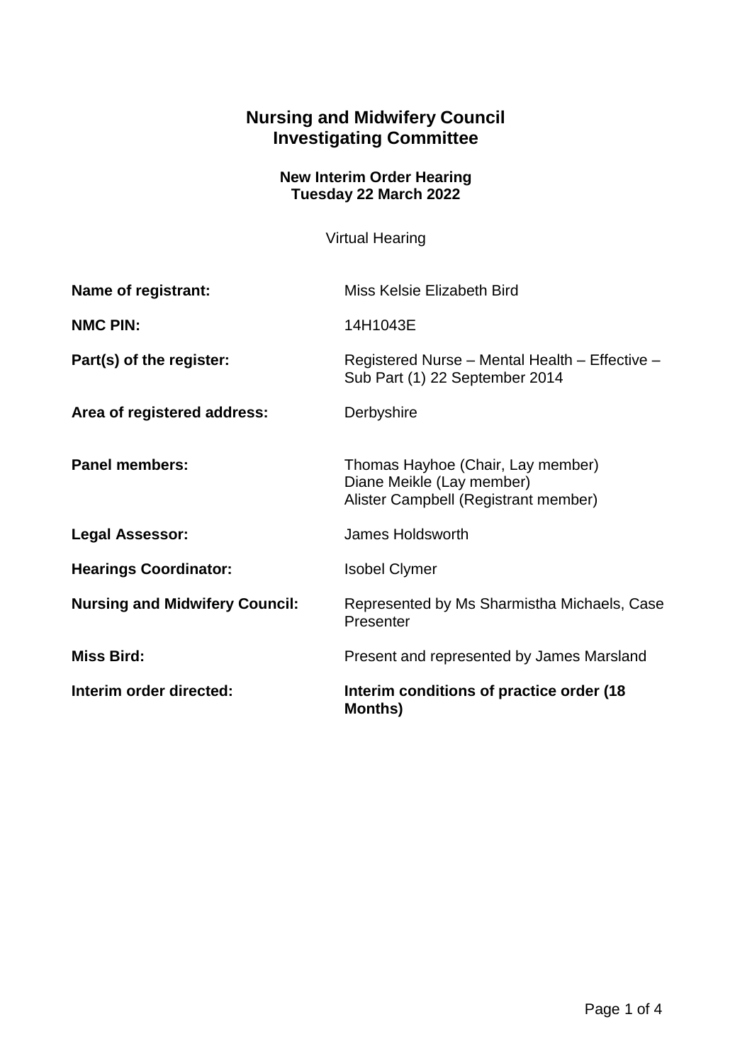# Nursing and Midwifery Council
# Investigating Committee

**New Interim Order Hearing**
**Tuesday 22 March 2022**

Virtual Hearing

| | |
|---|---|
| **Name of registrant:** | Miss Kelsie Elizabeth Bird |
| **NMC PIN:** | 14H1043E |
| **Part(s) of the register:** | Registered Nurse – Mental Health – Effective – Sub Part (1) 22 September 2014 |
| **Area of registered address:** | Derbyshire |
| **Panel members:** | Thomas Hayhoe (Chair, Lay member)<br>Diane Meikle (Lay member)<br>Alister Campbell (Registrant member) |
| **Legal Assessor:** | James Holdsworth |
| **Hearings Coordinator:** | Isobel Clymer |
| **Nursing and Midwifery Council:** | Represented by Ms Sharmistha Michaels, Case Presenter |
| **Miss Bird:** | Present and represented by James Marsland |
| **Interim order directed:** | **Interim conditions of practice order (18 Months)** |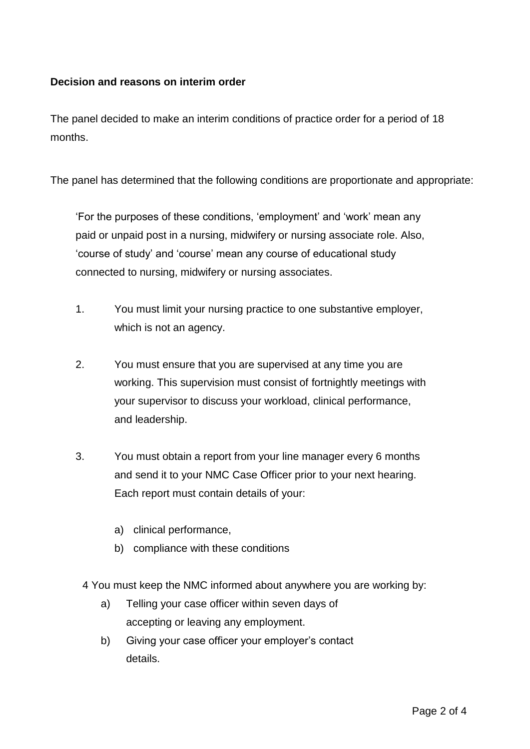**Decision and reasons on interim order**

The panel decided to make an interim conditions of practice order for a period of 18 months.

The panel has determined that the following conditions are proportionate and appropriate:

> 'For the purposes of these conditions, 'employment' and 'work' mean any paid or unpaid post in a nursing, midwifery or nursing associate role. Also, 'course of study' and 'course' mean any course of educational study connected to nursing, midwifery or nursing associates.
>
> 1. You must limit your nursing practice to one substantive employer, which is not an agency.
>
> 2. You must ensure that you are supervised at any time you are working. This supervision must consist of fortnightly meetings with your supervisor to discuss your workload, clinical performance, and leadership.
>
> 3. You must obtain a report from your line manager every 6 months and send it to your NMC Case Officer prior to your next hearing. Each report must contain details of your:
>
>     a) clinical performance,
>     b) compliance with these conditions
>
> 4 You must keep the NMC informed about anywhere you are working by:
>
>     a) Telling your case officer within seven days of accepting or leaving any employment.
>     b) Giving your case officer your employer's contact details.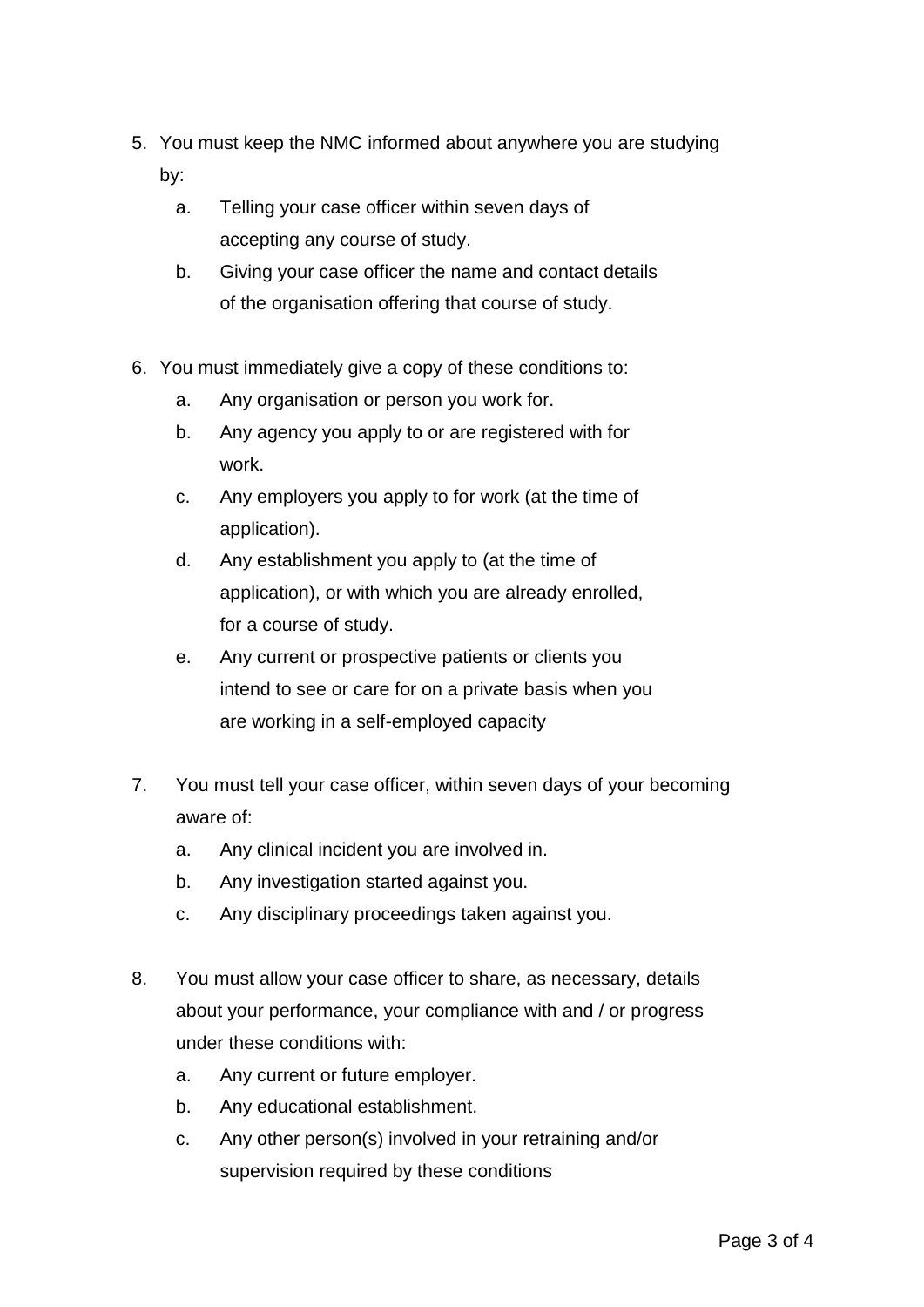5. You must keep the NMC informed about anywhere you are studying by:
   a. Telling your case officer within seven days of accepting any course of study.
   b. Giving your case officer the name and contact details of the organisation offering that course of study.

6. You must immediately give a copy of these conditions to:
   a. Any organisation or person you work for.
   b. Any agency you apply to or are registered with for work.
   c. Any employers you apply to for work (at the time of application).
   d. Any establishment you apply to (at the time of application), or with which you are already enrolled, for a course of study.
   e. Any current or prospective patients or clients you intend to see or care for on a private basis when you are working in a self-employed capacity

7. You must tell your case officer, within seven days of your becoming aware of:
   a. Any clinical incident you are involved in.
   b. Any investigation started against you.
   c. Any disciplinary proceedings taken against you.

8. You must allow your case officer to share, as necessary, details about your performance, your compliance with and / or progress under these conditions with:
   a. Any current or future employer.
   b. Any educational establishment.
   c. Any other person(s) involved in your retraining and/or supervision required by these conditions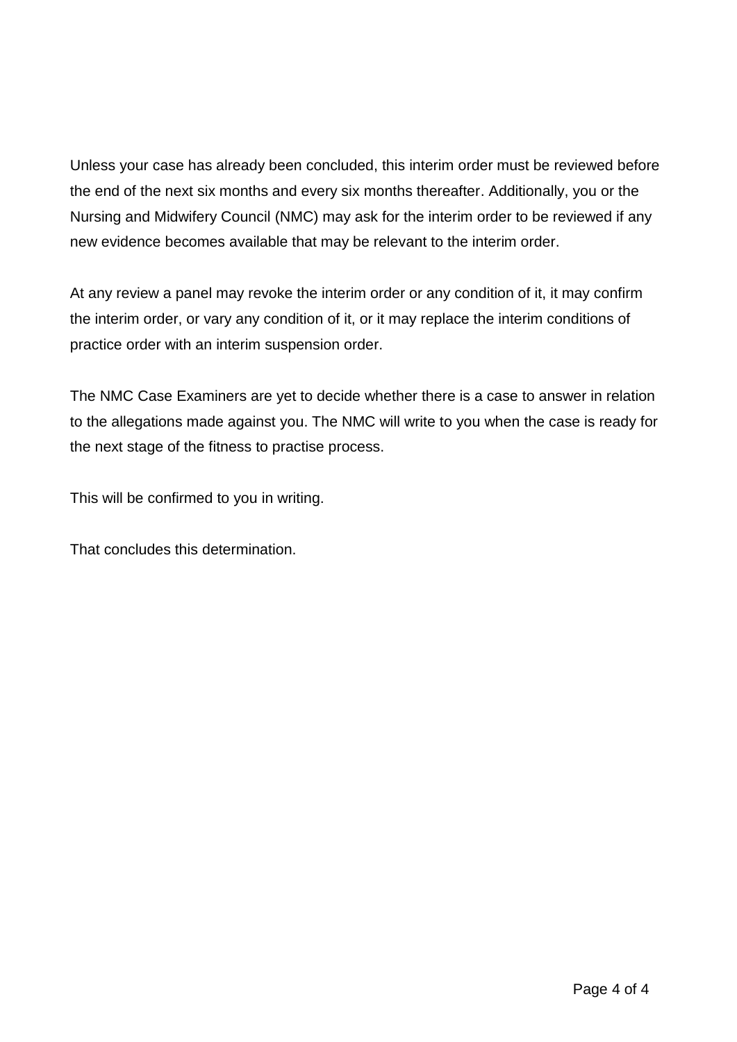Unless your case has already been concluded, this interim order must be reviewed before the end of the next six months and every six months thereafter. Additionally, you or the Nursing and Midwifery Council (NMC) may ask for the interim order to be reviewed if any new evidence becomes available that may be relevant to the interim order.

At any review a panel may revoke the interim order or any condition of it, it may confirm the interim order, or vary any condition of it, or it may replace the interim conditions of practice order with an interim suspension order.

The NMC Case Examiners are yet to decide whether there is a case to answer in relation to the allegations made against you. The NMC will write to you when the case is ready for the next stage of the fitness to practise process.

This will be confirmed to you in writing.

That concludes this determination.